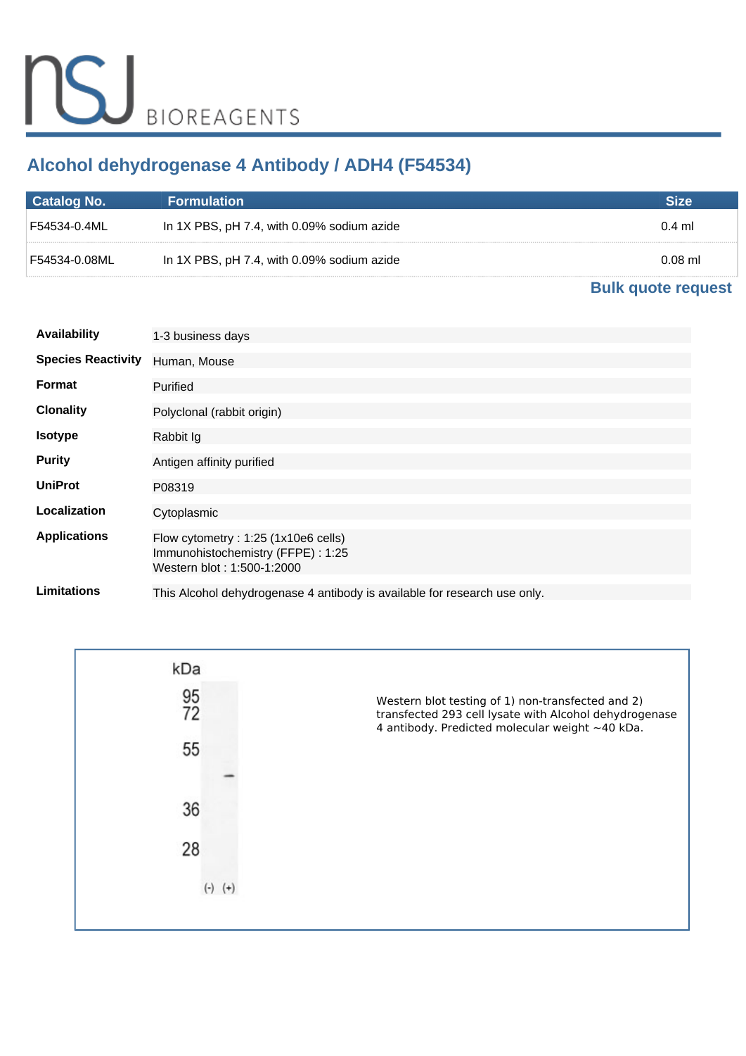# Alcohol dehydrogenase 4 Antibody / ADH4 (F54534)

| Catalog No. | Formulation | Size |
| --- | --- | --- |
| F54534-0.4ML | In 1X PBS, pH 7.4, with 0.09% sodium azide | 0.4 ml |
| F54534-0.08ML | In 1X PBS, pH 7.4, with 0.09% sodium azide | 0.08 ml |

**Bulk quote request**

| | |
| --- | --- |
| **Availability** | 1-3 business days |
| **Species Reactivity** | Human, Mouse |
| **Format** | Purified |
| **Clonality** | Polyclonal (rabbit origin) |
| **Isotype** | Rabbit Ig |
| **Purity** | Antigen affinity purified |
| **UniProt** | P08319 |
| **Localization** | Cytoplasmic |
| **Applications** | Flow cytometry : 1:25 (1x10e6 cells)<br>Immunohistochemistry (FFPE) : 1:25<br>Western blot : 1:500-1:2000 |
| **Limitations** | This Alcohol dehydrogenase 4 antibody is available for research use only. |

Western blot testing of 1) non-transfected and 2) transfected 293 cell lysate with Alcohol dehydrogenase 4 antibody. Predicted molecular weight ~40 kDa.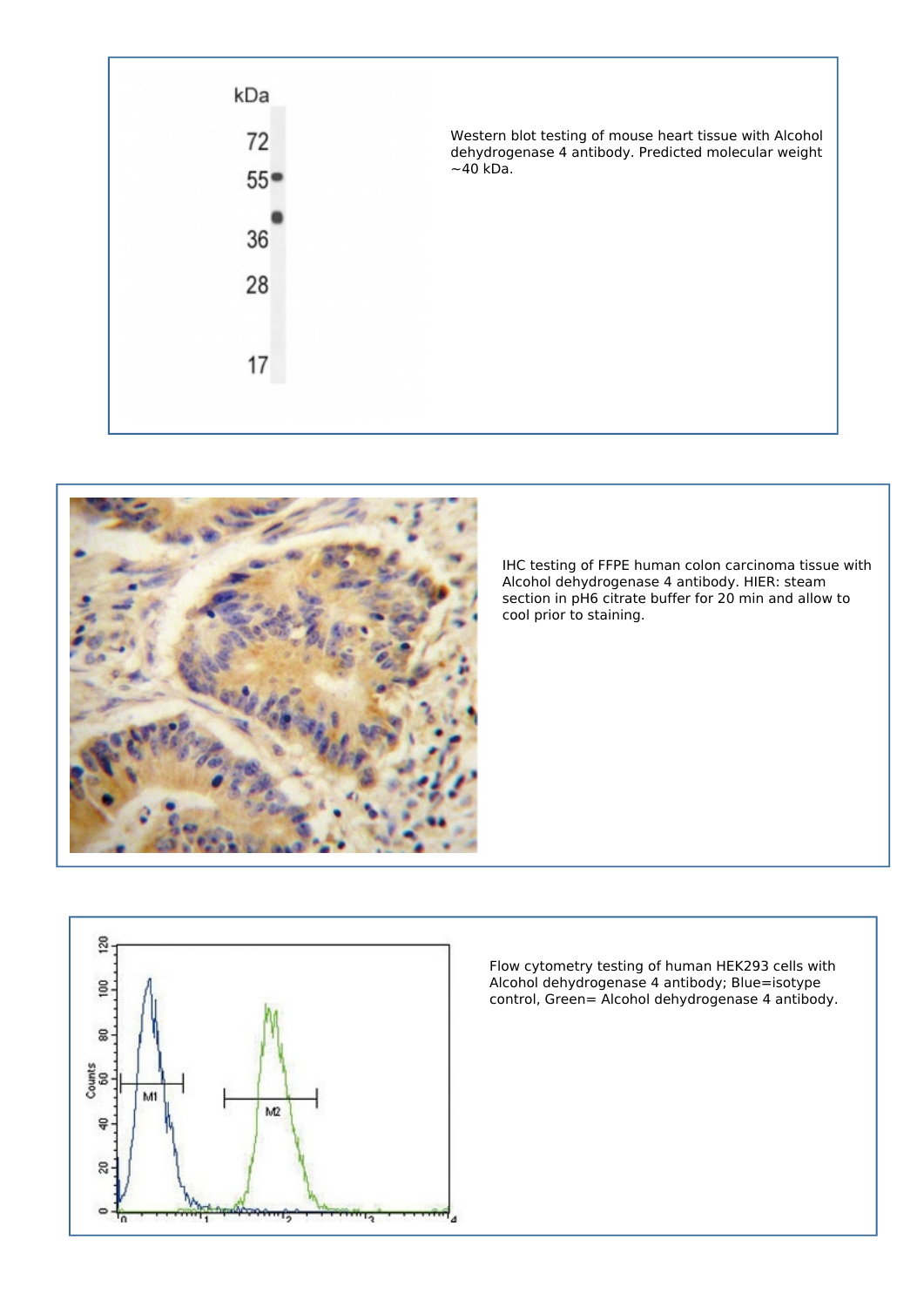Western blot testing of mouse heart tissue with Alcohol dehydrogenase 4 antibody. Predicted molecular weight ~40 kDa.

IHC testing of FFPE human colon carcinoma tissue with Alcohol dehydrogenase 4 antibody. HIER: steam section in pH6 citrate buffer for 20 min and allow to cool prior to staining.

Flow cytometry testing of human HEK293 cells with Alcohol dehydrogenase 4 antibody; Blue=isotype control, Green= Alcohol dehydrogenase 4 antibody.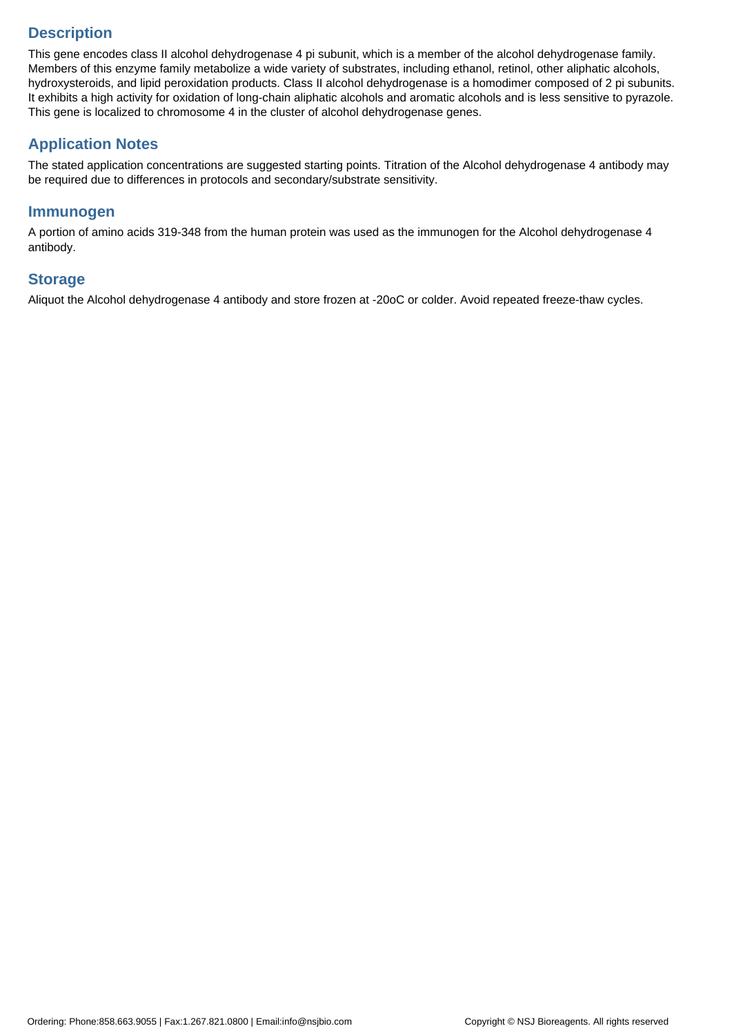## Description

This gene encodes class II alcohol dehydrogenase 4 pi subunit, which is a member of the alcohol dehydrogenase family. Members of this enzyme family metabolize a wide variety of substrates, including ethanol, retinol, other aliphatic alcohols, hydroxysteroids, and lipid peroxidation products. Class II alcohol dehydrogenase is a homodimer composed of 2 pi subunits. It exhibits a high activity for oxidation of long-chain aliphatic alcohols and aromatic alcohols and is less sensitive to pyrazole. This gene is localized to chromosome 4 in the cluster of alcohol dehydrogenase genes.

## Application Notes

The stated application concentrations are suggested starting points. Titration of the Alcohol dehydrogenase 4 antibody may be required due to differences in protocols and secondary/substrate sensitivity.

## Immunogen

A portion of amino acids 319-348 from the human protein was used as the immunogen for the Alcohol dehydrogenase 4 antibody.

## Storage

Aliquot the Alcohol dehydrogenase 4 antibody and store frozen at -20oC or colder. Avoid repeated freeze-thaw cycles.